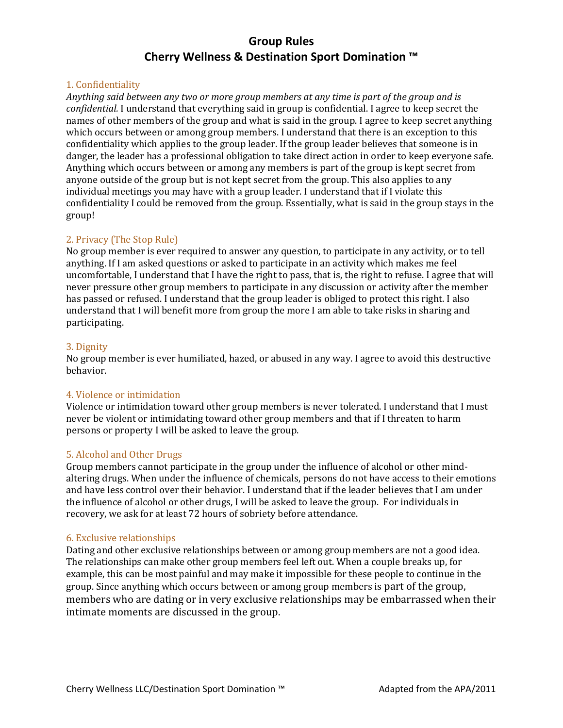# Group Rules
# Cherry Wellness & Destination Sport Domination ™

## 1. Confidentiality

*Anything said between any two or more group members at any time is part of the group and is confidential.* I understand that everything said in group is confidential. I agree to keep secret the names of other members of the group and what is said in the group. I agree to keep secret anything which occurs between or among group members. I understand that there is an exception to this confidentiality which applies to the group leader. If the group leader believes that someone is in danger, the leader has a professional obligation to take direct action in order to keep everyone safe. Anything which occurs between or among any members is part of the group is kept secret from anyone outside of the group but is not kept secret from the group. This also applies to any individual meetings you may have with a group leader. I understand that if I violate this confidentiality I could be removed from the group. Essentially, what is said in the group stays in the group!

## 2. Privacy (The Stop Rule)

No group member is ever required to answer any question, to participate in any activity, or to tell anything. If I am asked questions or asked to participate in an activity which makes me feel uncomfortable, I understand that I have the right to pass, that is, the right to refuse. I agree that will never pressure other group members to participate in any discussion or activity after the member has passed or refused. I understand that the group leader is obliged to protect this right. I also understand that I will benefit more from group the more I am able to take risks in sharing and participating.

## 3. Dignity

No group member is ever humiliated, hazed, or abused in any way. I agree to avoid this destructive behavior.

## 4. Violence or intimidation

Violence or intimidation toward other group members is never tolerated. I understand that I must never be violent or intimidating toward other group members and that if I threaten to harm persons or property I will be asked to leave the group.

## 5. Alcohol and Other Drugs

Group members cannot participate in the group under the influence of alcohol or other mind-altering drugs. When under the influence of chemicals, persons do not have access to their emotions and have less control over their behavior. I understand that if the leader believes that I am under the influence of alcohol or other drugs, I will be asked to leave the group. For individuals in recovery, we ask for at least 72 hours of sobriety before attendance.

## 6. Exclusive relationships

Dating and other exclusive relationships between or among group members are not a good idea. The relationships can make other group members feel left out. When a couple breaks up, for example, this can be most painful and may make it impossible for these people to continue in the group. Since anything which occurs between or among group members is part of the group, members who are dating or in very exclusive relationships may be embarrassed when their intimate moments are discussed in the group.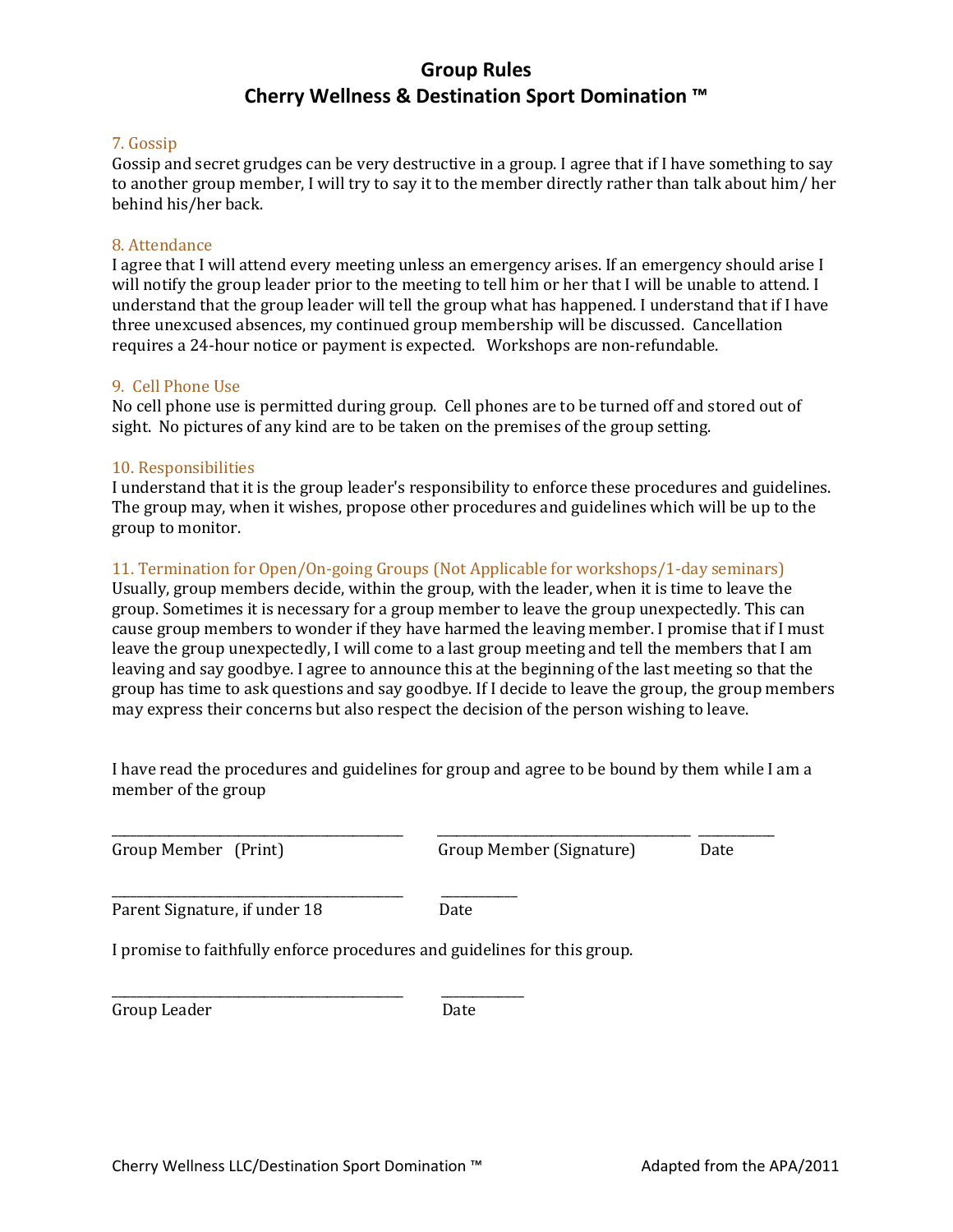# Group Rules
# Cherry Wellness & Destination Sport Domination ™

### 7. Gossip

Gossip and secret grudges can be very destructive in a group. I agree that if I have something to say to another group member, I will try to say it to the member directly rather than talk about him/ her behind his/her back.

### 8. Attendance

I agree that I will attend every meeting unless an emergency arises. If an emergency should arise I will notify the group leader prior to the meeting to tell him or her that I will be unable to attend. I understand that the group leader will tell the group what has happened. I understand that if I have three unexcused absences, my continued group membership will be discussed. Cancellation requires a 24-hour notice or payment is expected. Workshops are non-refundable.

### 9. Cell Phone Use

No cell phone use is permitted during group. Cell phones are to be turned off and stored out of sight. No pictures of any kind are to be taken on the premises of the group setting.

### 10. Responsibilities

I understand that it is the group leader's responsibility to enforce these procedures and guidelines. The group may, when it wishes, propose other procedures and guidelines which will be up to the group to monitor.

### 11. Termination for Open/On-going Groups (Not Applicable for workshops/1-day seminars)

Usually, group members decide, within the group, with the leader, when it is time to leave the group. Sometimes it is necessary for a group member to leave the group unexpectedly. This can cause group members to wonder if they have harmed the leaving member. I promise that if I must leave the group unexpectedly, I will come to a last group meeting and tell the members that I am leaving and say goodbye. I agree to announce this at the beginning of the last meeting so that the group has time to ask questions and say goodbye. If I decide to leave the group, the group members may express their concerns but also respect the decision of the person wishing to leave.

I have read the procedures and guidelines for group and agree to be bound by them while I am a member of the group

| | | |
|---|---|---|
| ______________________ | ______________________ | __________ |
| Group Member (Print) | Group Member (Signature) | Date |

| | |
|---|---|
| ______________________ | __________ |
| Parent Signature, if under 18 | Date |

I promise to faithfully enforce procedures and guidelines for this group.

| | |
|---|---|
| ______________________ | __________ |
| Group Leader | Date |

Cherry Wellness LLC/Destination Sport Domination ™ Adapted from the APA/2011